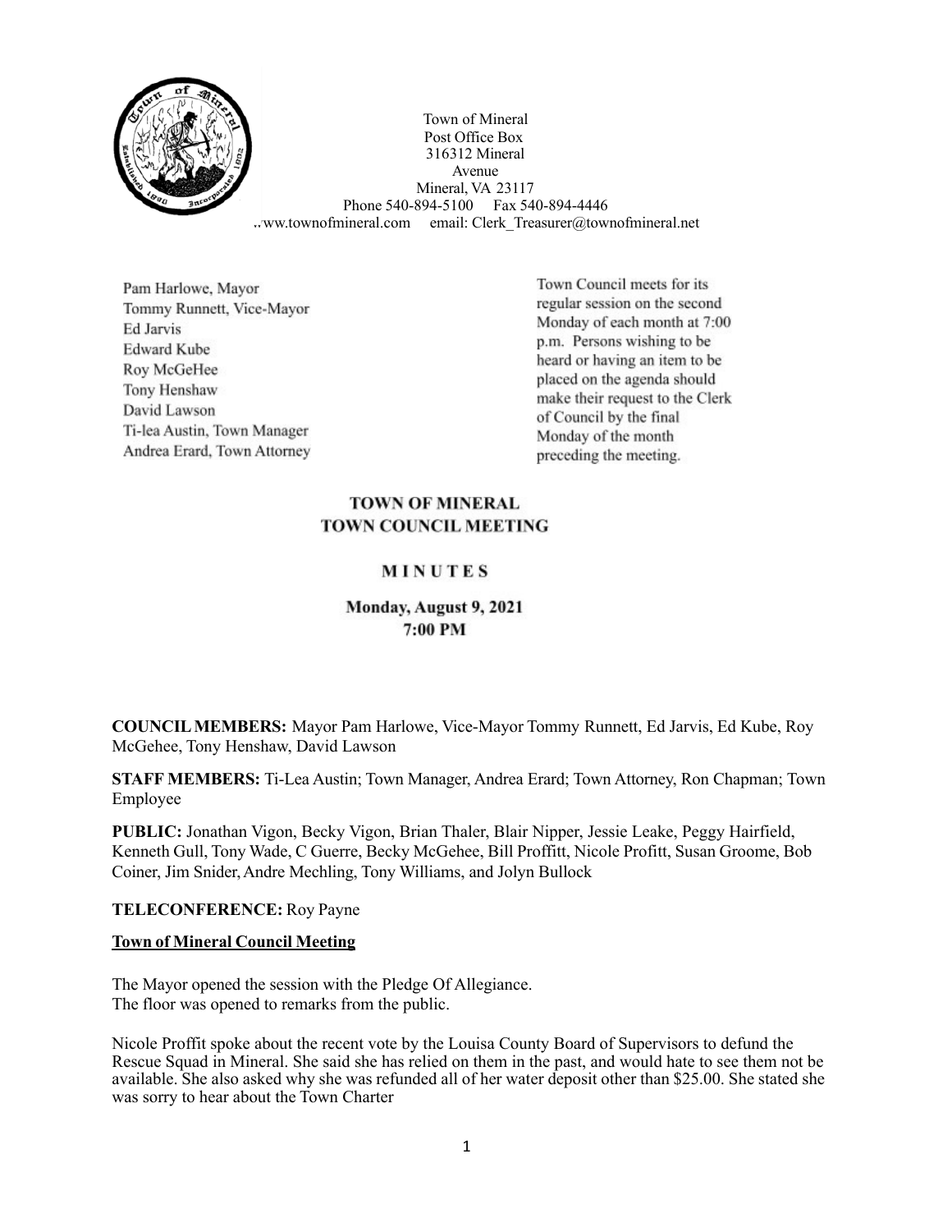Town of Mineral
Post Office Box
316312 Mineral
Avenue
Mineral, VA 23117
Phone 540-894-5100 Fax 540-894-4446
.ww.townofmineral.com email: Clerk_Treasurer@townofmineral.net

Pam Harlowe, Mayor
Tommy Runnett, Vice-Mayor
Ed Jarvis
Edward Kube
Roy McGeHee
Tony Henshaw
David Lawson
Ti-lea Austin, Town Manager
Andrea Erard, Town Attorney

Town Council meets for its regular session on the second Monday of each month at 7:00 p.m. Persons wishing to be heard or having an item to be placed on the agenda should make their request to the Clerk of Council by the final Monday of the month preceding the meeting.

# TOWN OF MINERAL
# TOWN COUNCIL MEETING

## MINUTES

### Monday, August 9, 2021
### 7:00 PM

**COUNCIL MEMBERS:** Mayor Pam Harlowe, Vice-Mayor Tommy Runnett, Ed Jarvis, Ed Kube, Roy McGehee, Tony Henshaw, David Lawson

**STAFF MEMBERS:** Ti-Lea Austin; Town Manager, Andrea Erard; Town Attorney, Ron Chapman; Town Employee

**PUBLIC:** Jonathan Vigon, Becky Vigon, Brian Thaler, Blair Nipper, Jessie Leake, Peggy Hairfield, Kenneth Gull, Tony Wade, C Guerre, Becky McGehee, Bill Proffitt, Nicole Profitt, Susan Groome, Bob Coiner, Jim Snider, Andre Mechling, Tony Williams, and Jolyn Bullock

**TELECONFERENCE:** Roy Payne

**Town of Mineral Council Meeting**

The Mayor opened the session with the Pledge Of Allegiance.
The floor was opened to remarks from the public.

Nicole Proffit spoke about the recent vote by the Louisa County Board of Supervisors to defund the Rescue Squad in Mineral. She said she has relied on them in the past, and would hate to see them not be available. She also asked why she was refunded all of her water deposit other than $25.00. She stated she was sorry to hear about the Town Charter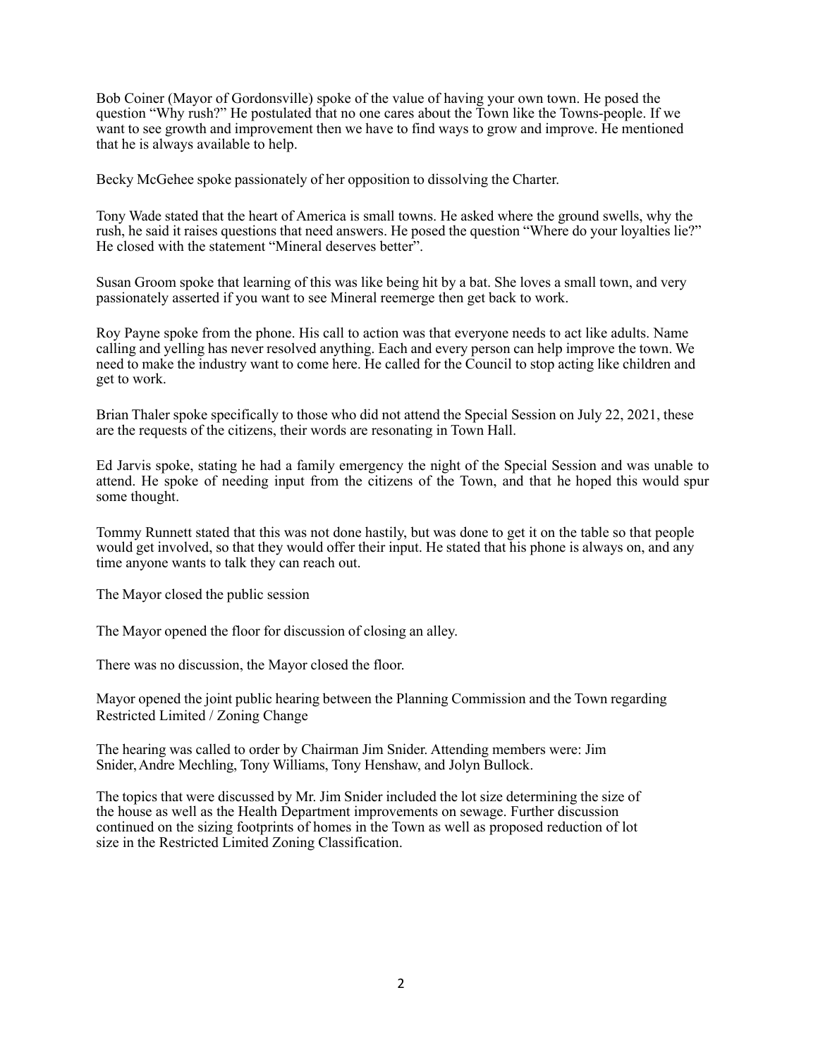Bob Coiner (Mayor of Gordonsville) spoke of the value of having your own town. He posed the question "Why rush?" He postulated that no one cares about the Town like the Towns-people. If we want to see growth and improvement then we have to find ways to grow and improve. He mentioned that he is always available to help.

Becky McGehee spoke passionately of her opposition to dissolving the Charter.

Tony Wade stated that the heart of America is small towns. He asked where the ground swells, why the rush, he said it raises questions that need answers. He posed the question "Where do your loyalties lie?" He closed with the statement "Mineral deserves better".

Susan Groom spoke that learning of this was like being hit by a bat. She loves a small town, and very passionately asserted if you want to see Mineral reemerge then get back to work.

Roy Payne spoke from the phone. His call to action was that everyone needs to act like adults. Name calling and yelling has never resolved anything. Each and every person can help improve the town. We need to make the industry want to come here. He called for the Council to stop acting like children and get to work.

Brian Thaler spoke specifically to those who did not attend the Special Session on July 22, 2021, these are the requests of the citizens, their words are resonating in Town Hall.

Ed Jarvis spoke, stating he had a family emergency the night of the Special Session and was unable to attend. He spoke of needing input from the citizens of the Town, and that he hoped this would spur some thought.

Tommy Runnett stated that this was not done hastily, but was done to get it on the table so that people would get involved, so that they would offer their input. He stated that his phone is always on, and any time anyone wants to talk they can reach out.

The Mayor closed the public session

The Mayor opened the floor for discussion of closing an alley.

There was no discussion, the Mayor closed the floor.

Mayor opened the joint public hearing between the Planning Commission and the Town regarding Restricted Limited / Zoning Change

The hearing was called to order by Chairman Jim Snider. Attending members were: Jim Snider, Andre Mechling, Tony Williams, Tony Henshaw, and Jolyn Bullock.

The topics that were discussed by Mr. Jim Snider included the lot size determining the size of the house as well as the Health Department improvements on sewage. Further discussion continued on the sizing footprints of homes in the Town as well as proposed reduction of lot size in the Restricted Limited Zoning Classification.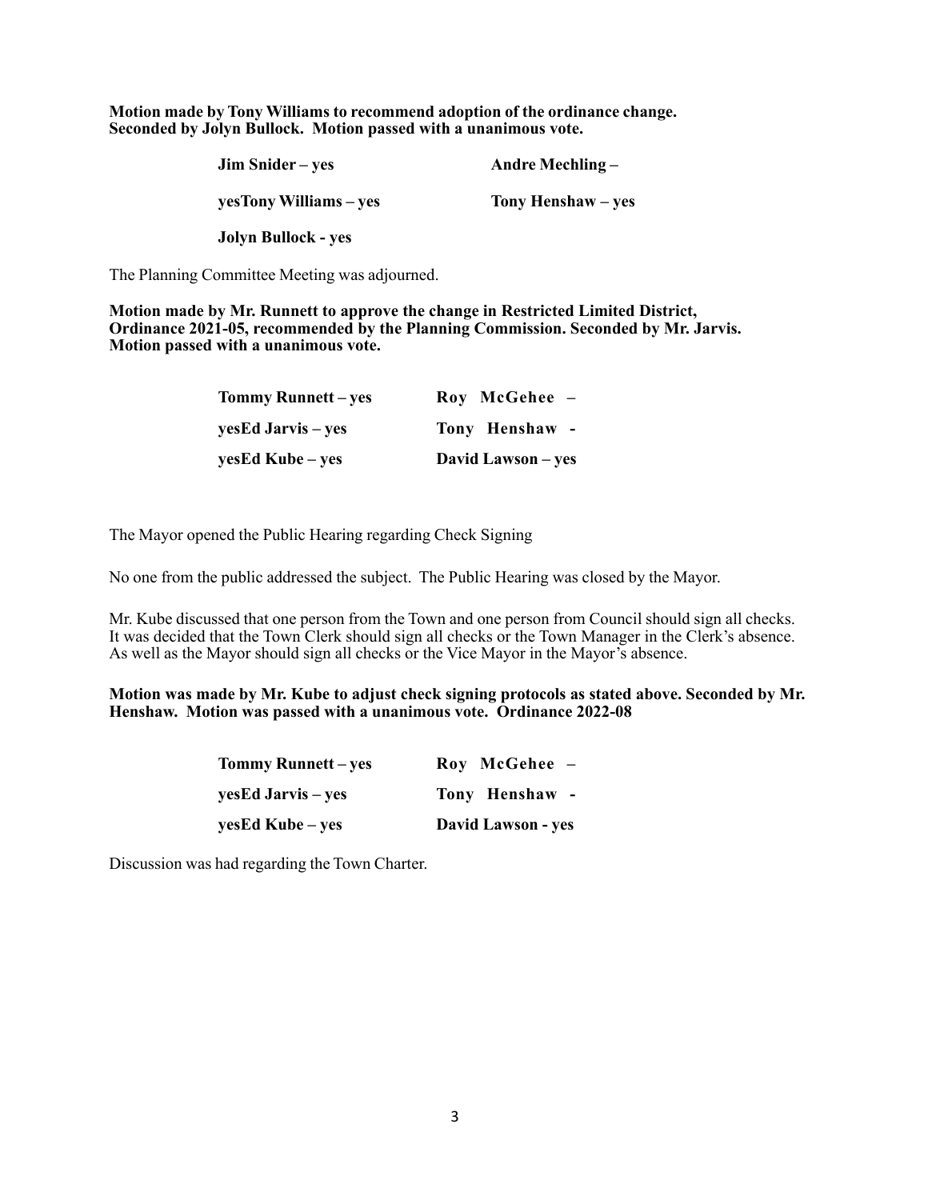**Motion made by Tony Williams to recommend adoption of the ordinance change. Seconded by Jolyn Bullock. Motion passed with a unanimous vote.**

| | |
|---|---|
| **Jim Snider – yes** | **Andre Mechling –** |
| **yesTony Williams – yes** | **Tony Henshaw – yes** |
| **Jolyn Bullock - yes** | |

The Planning Committee Meeting was adjourned.

**Motion made by Mr. Runnett to approve the change in Restricted Limited District, Ordinance 2021-05, recommended by the Planning Commission. Seconded by Mr. Jarvis. Motion passed with a unanimous vote.**

| | |
|---|---|
| **Tommy Runnett – yes** | **Roy McGehee –** |
| **yesEd Jarvis – yes** | **Tony Henshaw -** |
| **yesEd Kube – yes** | **David Lawson – yes** |

The Mayor opened the Public Hearing regarding Check Signing

No one from the public addressed the subject. The Public Hearing was closed by the Mayor.

Mr. Kube discussed that one person from the Town and one person from Council should sign all checks. It was decided that the Town Clerk should sign all checks or the Town Manager in the Clerk's absence. As well as the Mayor should sign all checks or the Vice Mayor in the Mayor's absence.

**Motion was made by Mr. Kube to adjust check signing protocols as stated above. Seconded by Mr. Henshaw. Motion was passed with a unanimous vote. Ordinance 2022-08**

| | |
|---|---|
| **Tommy Runnett – yes** | **Roy McGehee –** |
| **yesEd Jarvis – yes** | **Tony Henshaw -** |
| **yesEd Kube – yes** | **David Lawson - yes** |

Discussion was had regarding the Town Charter.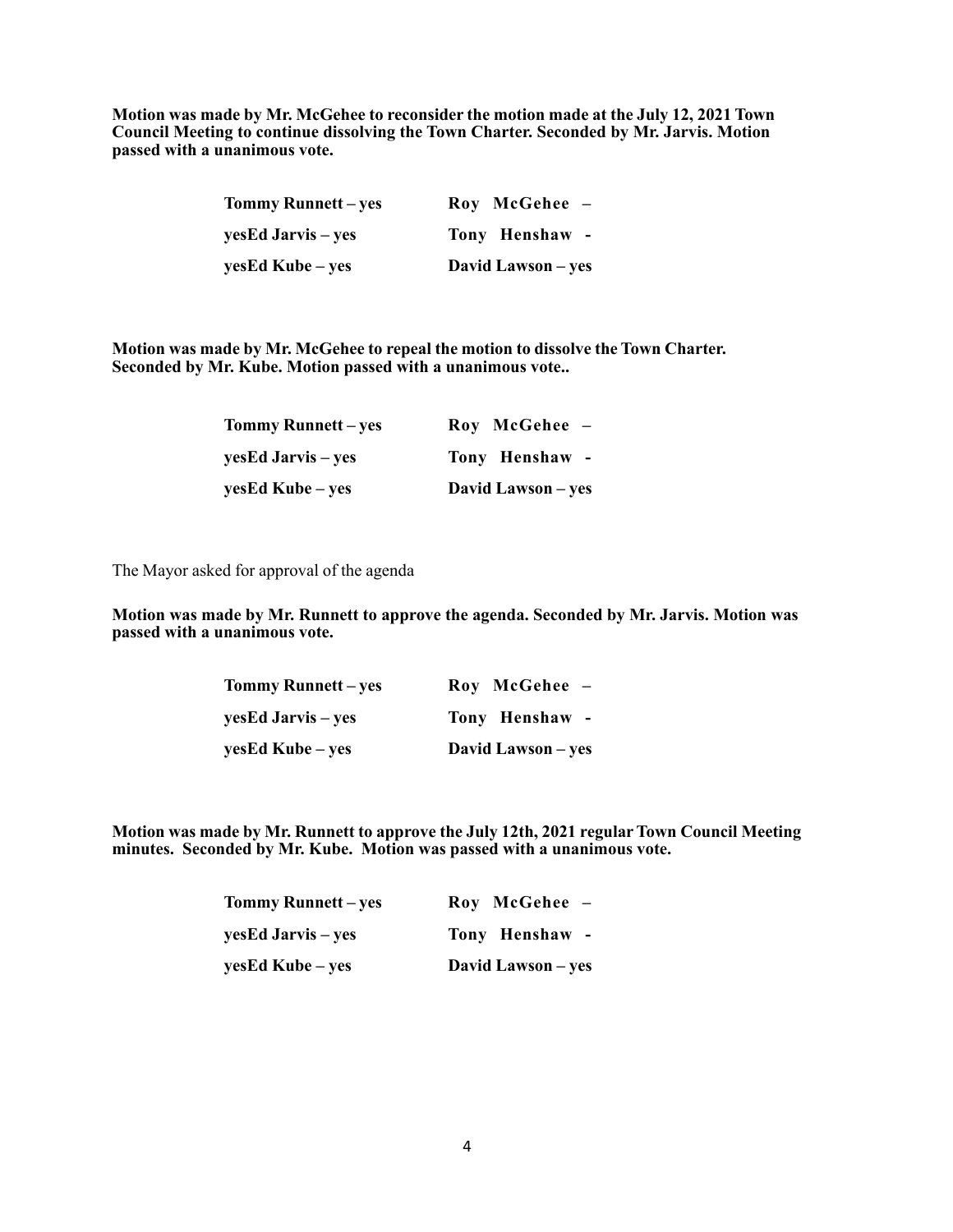**Motion was made by Mr. McGehee to reconsider the motion made at the July 12, 2021 Town Council Meeting to continue dissolving the Town Charter. Seconded by Mr. Jarvis. Motion passed with a unanimous vote.**

| | |
|---|---|
| **Tommy Runnett – yes** | **Roy McGehee –** |
| **yesEd Jarvis – yes** | **Tony Henshaw -** |
| **yesEd Kube – yes** | **David Lawson – yes** |

**Motion was made by Mr. McGehee to repeal the motion to dissolve the Town Charter. Seconded by Mr. Kube. Motion passed with a unanimous vote..**

| | |
|---|---|
| **Tommy Runnett – yes** | **Roy McGehee –** |
| **yesEd Jarvis – yes** | **Tony Henshaw -** |
| **yesEd Kube – yes** | **David Lawson – yes** |

The Mayor asked for approval of the agenda

**Motion was made by Mr. Runnett to approve the agenda. Seconded by Mr. Jarvis. Motion was passed with a unanimous vote.**

| | |
|---|---|
| **Tommy Runnett – yes** | **Roy McGehee –** |
| **yesEd Jarvis – yes** | **Tony Henshaw -** |
| **yesEd Kube – yes** | **David Lawson – yes** |

**Motion was made by Mr. Runnett to approve the July 12th, 2021 regular Town Council Meeting minutes. Seconded by Mr. Kube. Motion was passed with a unanimous vote.**

| | |
|---|---|
| **Tommy Runnett – yes** | **Roy McGehee –** |
| **yesEd Jarvis – yes** | **Tony Henshaw -** |
| **yesEd Kube – yes** | **David Lawson – yes** |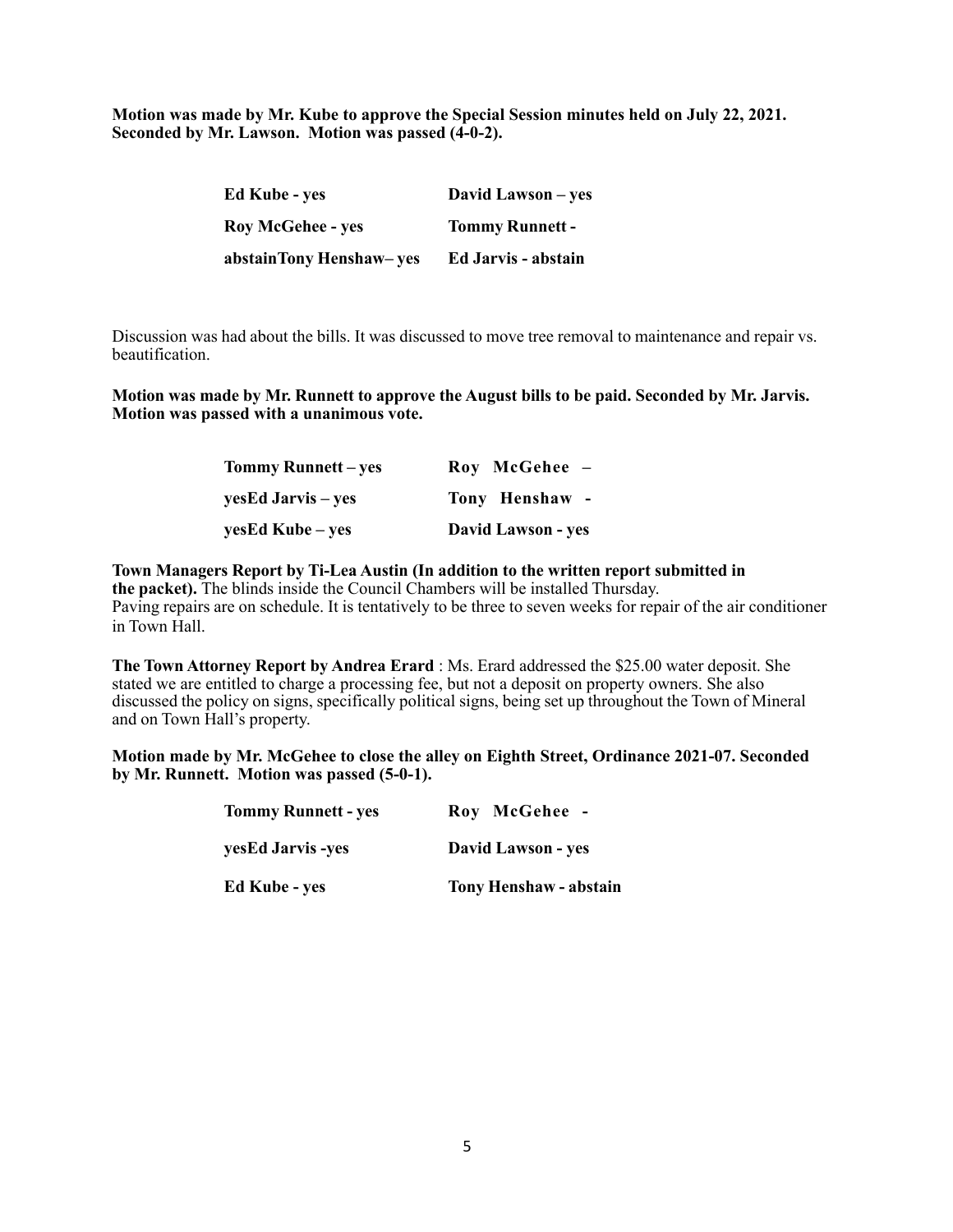**Motion was made by Mr. Kube to approve the Special Session minutes held on July 22, 2021. Seconded by Mr. Lawson. Motion was passed (4-0-2).**

| | |
|---|---|
| **Ed Kube - yes** | **David Lawson – yes** |
| **Roy McGehee - yes** | **Tommy Runnett -** |
| **abstainTony Henshaw– yes** | **Ed Jarvis - abstain** |

Discussion was had about the bills. It was discussed to move tree removal to maintenance and repair vs. beautification.

**Motion was made by Mr. Runnett to approve the August bills to be paid. Seconded by Mr. Jarvis. Motion was passed with a unanimous vote.**

| | |
|---|---|
| **Tommy Runnett – yes** | **Roy McGehee –** |
| **yesEd Jarvis – yes** | **Tony Henshaw -** |
| **yesEd Kube – yes** | **David Lawson - yes** |

**Town Managers Report by Ti-Lea Austin (In addition to the written report submitted in the packet).** The blinds inside the Council Chambers will be installed Thursday. Paving repairs are on schedule. It is tentatively to be three to seven weeks for repair of the air conditioner in Town Hall.

**The Town Attorney Report by Andrea Erard** : Ms. Erard addressed the $25.00 water deposit. She stated we are entitled to charge a processing fee, but not a deposit on property owners. She also discussed the policy on signs, specifically political signs, being set up throughout the Town of Mineral and on Town Hall's property.

**Motion made by Mr. McGehee to close the alley on Eighth Street, Ordinance 2021-07. Seconded by Mr. Runnett. Motion was passed (5-0-1).**

| | |
|---|---|
| **Tommy Runnett - yes** | **Roy McGehee -** |
| **yesEd Jarvis -yes** | **David Lawson - yes** |
| **Ed Kube - yes** | **Tony Henshaw - abstain** |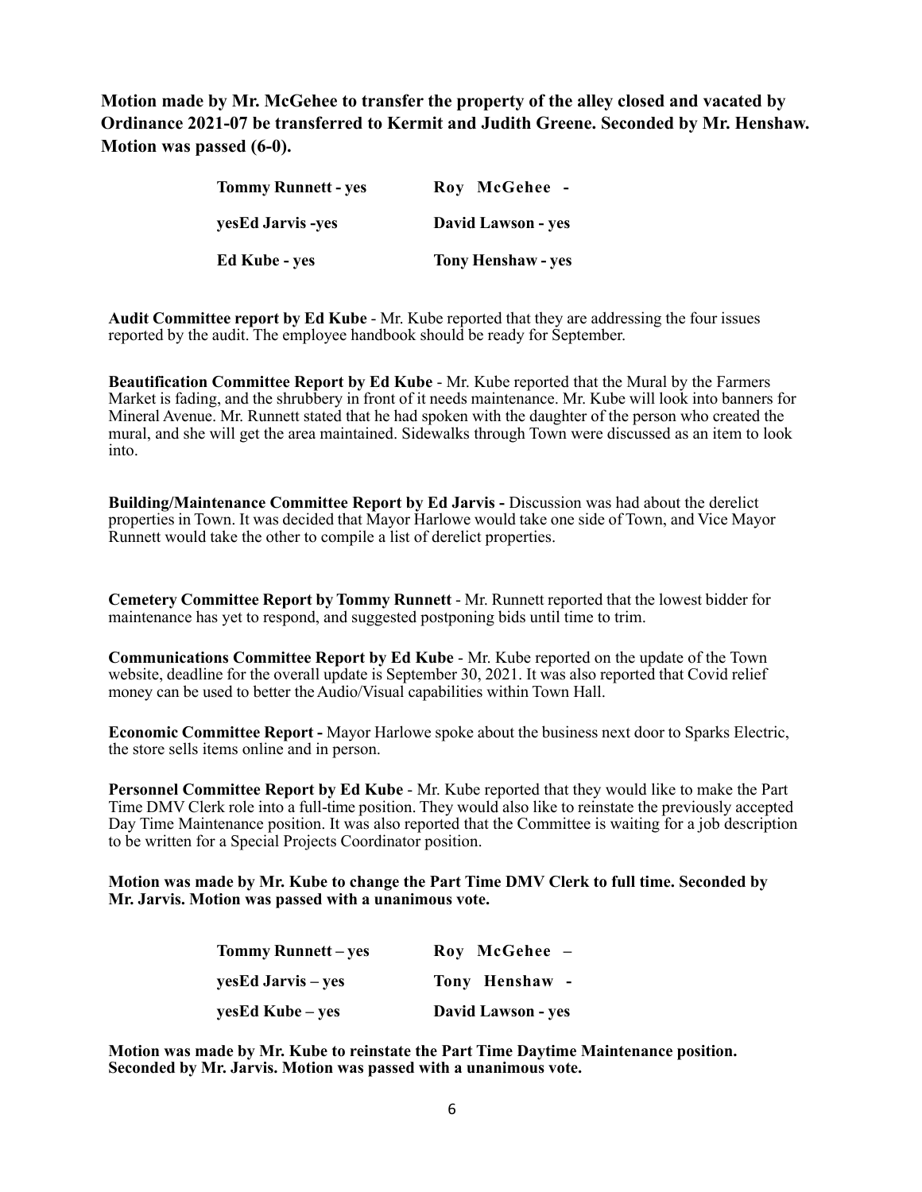**Motion made by Mr. McGehee to transfer the property of the alley closed and vacated by Ordinance 2021-07 be transferred to Kermit and Judith Greene. Seconded by Mr. Henshaw. Motion was passed (6-0).**

| | |
|---|---|
| **Tommy Runnett - yes** | **Roy McGehee -** |
| **yesEd Jarvis -yes** | **David Lawson - yes** |
| **Ed Kube - yes** | **Tony Henshaw - yes** |

**Audit Committee report by Ed Kube** - Mr. Kube reported that they are addressing the four issues reported by the audit. The employee handbook should be ready for September.

**Beautification Committee Report by Ed Kube** - Mr. Kube reported that the Mural by the Farmers Market is fading, and the shrubbery in front of it needs maintenance. Mr. Kube will look into banners for Mineral Avenue. Mr. Runnett stated that he had spoken with the daughter of the person who created the mural, and she will get the area maintained. Sidewalks through Town were discussed as an item to look into.

**Building/Maintenance Committee Report by Ed Jarvis -** Discussion was had about the derelict properties in Town. It was decided that Mayor Harlowe would take one side of Town, and Vice Mayor Runnett would take the other to compile a list of derelict properties.

**Cemetery Committee Report by Tommy Runnett** - Mr. Runnett reported that the lowest bidder for maintenance has yet to respond, and suggested postponing bids until time to trim.

**Communications Committee Report by Ed Kube** - Mr. Kube reported on the update of the Town website, deadline for the overall update is September 30, 2021. It was also reported that Covid relief money can be used to better the Audio/Visual capabilities within Town Hall.

**Economic Committee Report -** Mayor Harlowe spoke about the business next door to Sparks Electric, the store sells items online and in person.

**Personnel Committee Report by Ed Kube** - Mr. Kube reported that they would like to make the Part Time DMV Clerk role into a full-time position. They would also like to reinstate the previously accepted Day Time Maintenance position. It was also reported that the Committee is waiting for a job description to be written for a Special Projects Coordinator position.

**Motion was made by Mr. Kube to change the Part Time DMV Clerk to full time. Seconded by Mr. Jarvis. Motion was passed with a unanimous vote.**

| | |
|---|---|
| **Tommy Runnett – yes** | **Roy McGehee –** |
| **yesEd Jarvis – yes** | **Tony Henshaw -** |
| **yesEd Kube – yes** | **David Lawson - yes** |

**Motion was made by Mr. Kube to reinstate the Part Time Daytime Maintenance position. Seconded by Mr. Jarvis. Motion was passed with a unanimous vote.**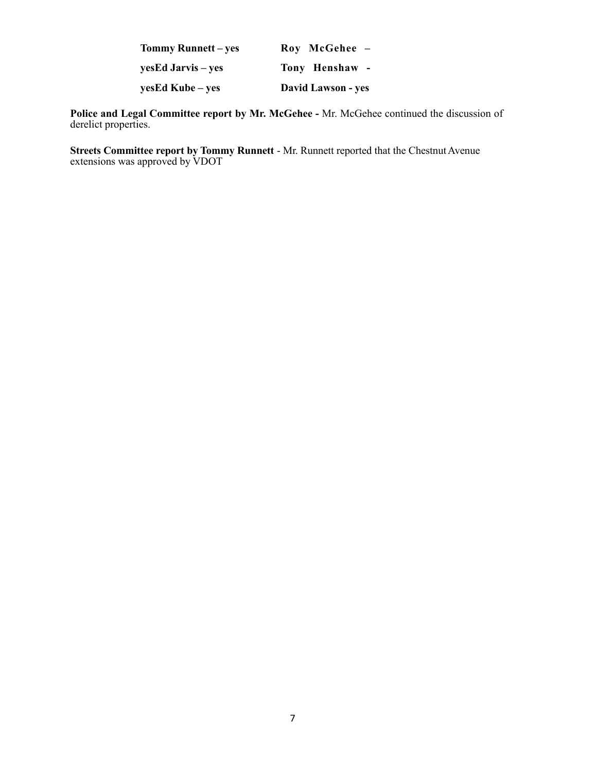| | |
|---|---|
| **Tommy Runnett – yes** | **Roy McGehee –** |
| **yesEd Jarvis – yes** | **Tony Henshaw -** |
| **yesEd Kube – yes** | **David Lawson - yes** |

**Police and Legal Committee report by Mr. McGehee -** Mr. McGehee continued the discussion of derelict properties.

**Streets Committee report by Tommy Runnett** - Mr. Runnett reported that the Chestnut Avenue extensions was approved by VDOT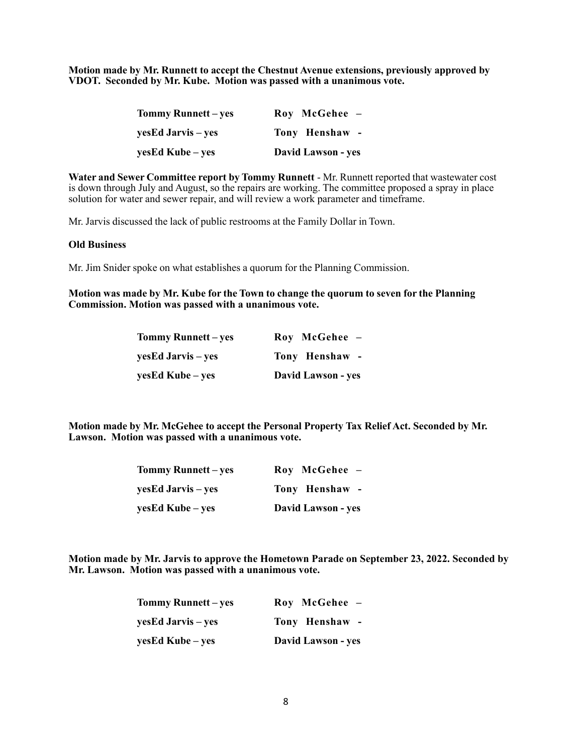**Motion made by Mr. Runnett to accept the Chestnut Avenue extensions, previously approved by VDOT. Seconded by Mr. Kube. Motion was passed with a unanimous vote.**

| | |
|---|---|
| **Tommy Runnett – yes** | **Roy McGehee –** |
| **yesEd Jarvis – yes** | **Tony Henshaw -** |
| **yesEd Kube – yes** | **David Lawson - yes** |

**Water and Sewer Committee report by Tommy Runnett** - Mr. Runnett reported that wastewater cost is down through July and August, so the repairs are working. The committee proposed a spray in place solution for water and sewer repair, and will review a work parameter and timeframe.

Mr. Jarvis discussed the lack of public restrooms at the Family Dollar in Town.

**Old Business**

Mr. Jim Snider spoke on what establishes a quorum for the Planning Commission.

**Motion was made by Mr. Kube for the Town to change the quorum to seven for the Planning Commission. Motion was passed with a unanimous vote.**

| | |
|---|---|
| **Tommy Runnett – yes** | **Roy McGehee –** |
| **yesEd Jarvis – yes** | **Tony Henshaw -** |
| **yesEd Kube – yes** | **David Lawson - yes** |

**Motion made by Mr. McGehee to accept the Personal Property Tax Relief Act. Seconded by Mr. Lawson. Motion was passed with a unanimous vote.**

| | |
|---|---|
| **Tommy Runnett – yes** | **Roy McGehee –** |
| **yesEd Jarvis – yes** | **Tony Henshaw -** |
| **yesEd Kube – yes** | **David Lawson - yes** |

**Motion made by Mr. Jarvis to approve the Hometown Parade on September 23, 2022. Seconded by Mr. Lawson. Motion was passed with a unanimous vote.**

| | |
|---|---|
| **Tommy Runnett – yes** | **Roy McGehee –** |
| **yesEd Jarvis – yes** | **Tony Henshaw -** |
| **yesEd Kube – yes** | **David Lawson - yes** |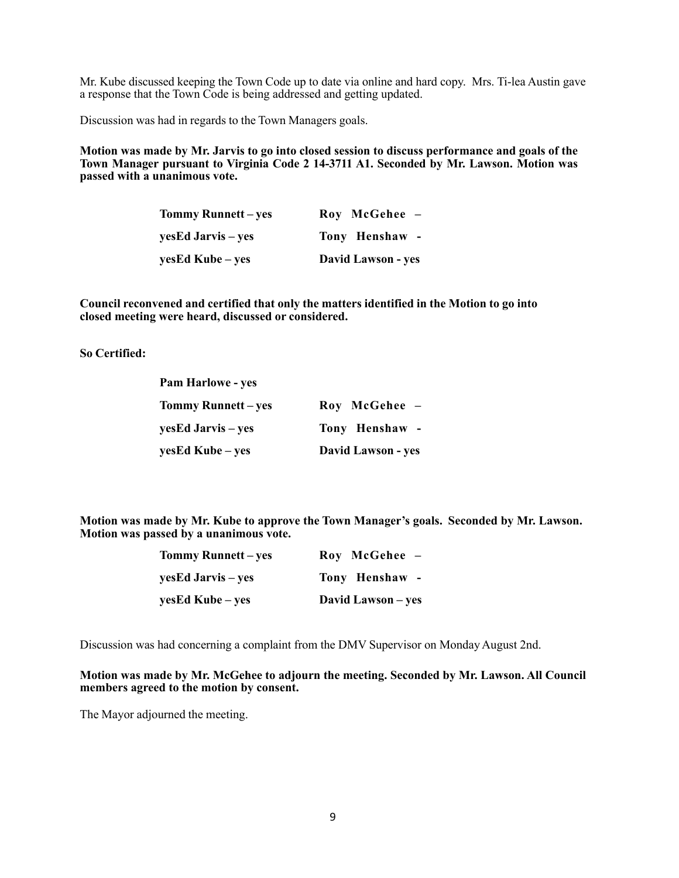Mr. Kube discussed keeping the Town Code up to date via online and hard copy. Mrs. Ti-lea Austin gave a response that the Town Code is being addressed and getting updated.

Discussion was had in regards to the Town Managers goals.

**Motion was made by Mr. Jarvis to go into closed session to discuss performance and goals of the Town Manager pursuant to Virginia Code 2 14-3711 A1. Seconded by Mr. Lawson. Motion was passed with a unanimous vote.**

| | |
|---|---|
| **Tommy Runnett – yes** | **Roy McGehee –** |
| **yesEd Jarvis – yes** | **Tony Henshaw -** |
| **yesEd Kube – yes** | **David Lawson - yes** |

**Council reconvened and certified that only the matters identified in the Motion to go into closed meeting were heard, discussed or considered.**

**So Certified:**

| | |
|---|---|
| **Pam Harlowe - yes** | |
| **Tommy Runnett – yes** | **Roy McGehee –** |
| **yesEd Jarvis – yes** | **Tony Henshaw -** |
| **yesEd Kube – yes** | **David Lawson - yes** |

**Motion was made by Mr. Kube to approve the Town Manager's goals. Seconded by Mr. Lawson. Motion was passed by a unanimous vote.**

| | |
|---|---|
| **Tommy Runnett – yes** | **Roy McGehee –** |
| **yesEd Jarvis – yes** | **Tony Henshaw -** |
| **yesEd Kube – yes** | **David Lawson – yes** |

Discussion was had concerning a complaint from the DMV Supervisor on Monday August 2nd.

**Motion was made by Mr. McGehee to adjourn the meeting. Seconded by Mr. Lawson. All Council members agreed to the motion by consent.**

The Mayor adjourned the meeting.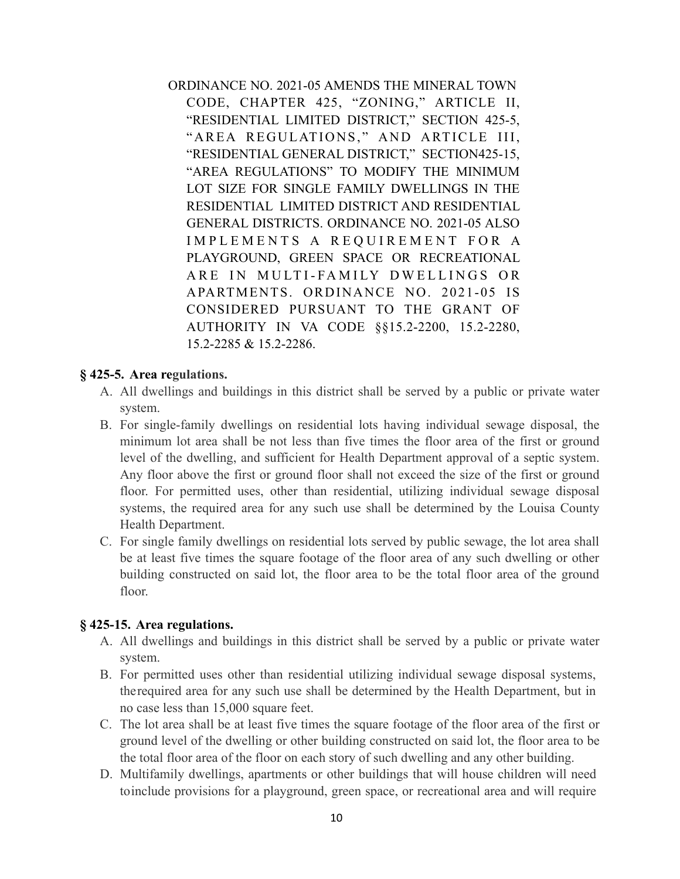ORDINANCE NO. 2021-05 AMENDS THE MINERAL TOWN CODE, CHAPTER 425, "ZONING," ARTICLE II, "RESIDENTIAL LIMITED DISTRICT," SECTION 425-5, "AREA REGULATIONS," AND ARTICLE III, "RESIDENTIAL GENERAL DISTRICT," SECTION425-15, "AREA REGULATIONS" TO MODIFY THE MINIMUM LOT SIZE FOR SINGLE FAMILY DWELLINGS IN THE RESIDENTIAL LIMITED DISTRICT AND RESIDENTIAL GENERAL DISTRICTS. ORDINANCE NO. 2021-05 ALSO IMPLEMENTS A REQUIREMENT FOR A PLAYGROUND, GREEN SPACE OR RECREATIONAL ARE IN MULTI-FAMILY DWELLINGS OR APARTMENTS. ORDINANCE NO. 2021-05 IS CONSIDERED PURSUANT TO THE GRANT OF AUTHORITY IN VA CODE §§15.2-2200, 15.2-2280, 15.2-2285 & 15.2-2286.

### § 425-5. Area regulations.

A. All dwellings and buildings in this district shall be served by a public or private water system.

B. For single-family dwellings on residential lots having individual sewage disposal, the minimum lot area shall be not less than five times the floor area of the first or ground level of the dwelling, and sufficient for Health Department approval of a septic system. Any floor above the first or ground floor shall not exceed the size of the first or ground floor. For permitted uses, other than residential, utilizing individual sewage disposal systems, the required area for any such use shall be determined by the Louisa County Health Department.

C. For single family dwellings on residential lots served by public sewage, the lot area shall be at least five times the square footage of the floor area of any such dwelling or other building constructed on said lot, the floor area to be the total floor area of the ground floor.

### § 425-15. Area regulations.

A. All dwellings and buildings in this district shall be served by a public or private water system.

B. For permitted uses other than residential utilizing individual sewage disposal systems, therequired area for any such use shall be determined by the Health Department, but in no case less than 15,000 square feet.

C. The lot area shall be at least five times the square footage of the floor area of the first or ground level of the dwelling or other building constructed on said lot, the floor area to be the total floor area of the floor on each story of such dwelling and any other building.

D. Multifamily dwellings, apartments or other buildings that will house children will need toinclude provisions for a playground, green space, or recreational area and will require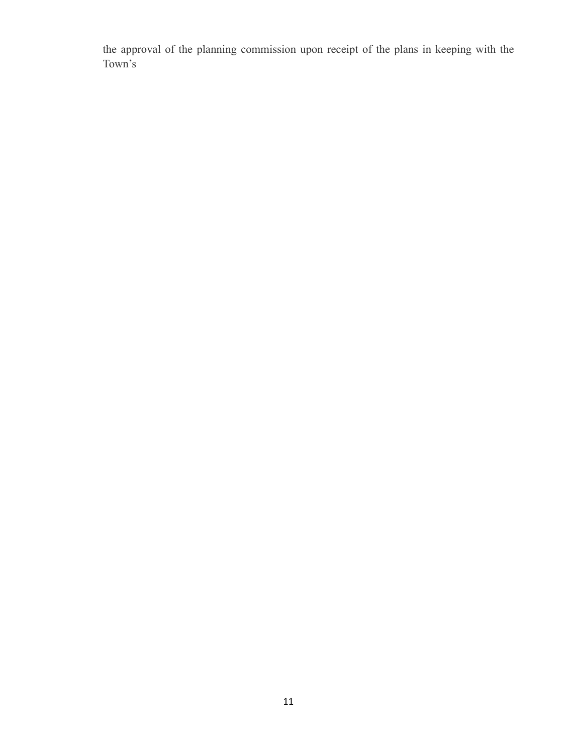the approval of the planning commission upon receipt of the plans in keeping with the Town's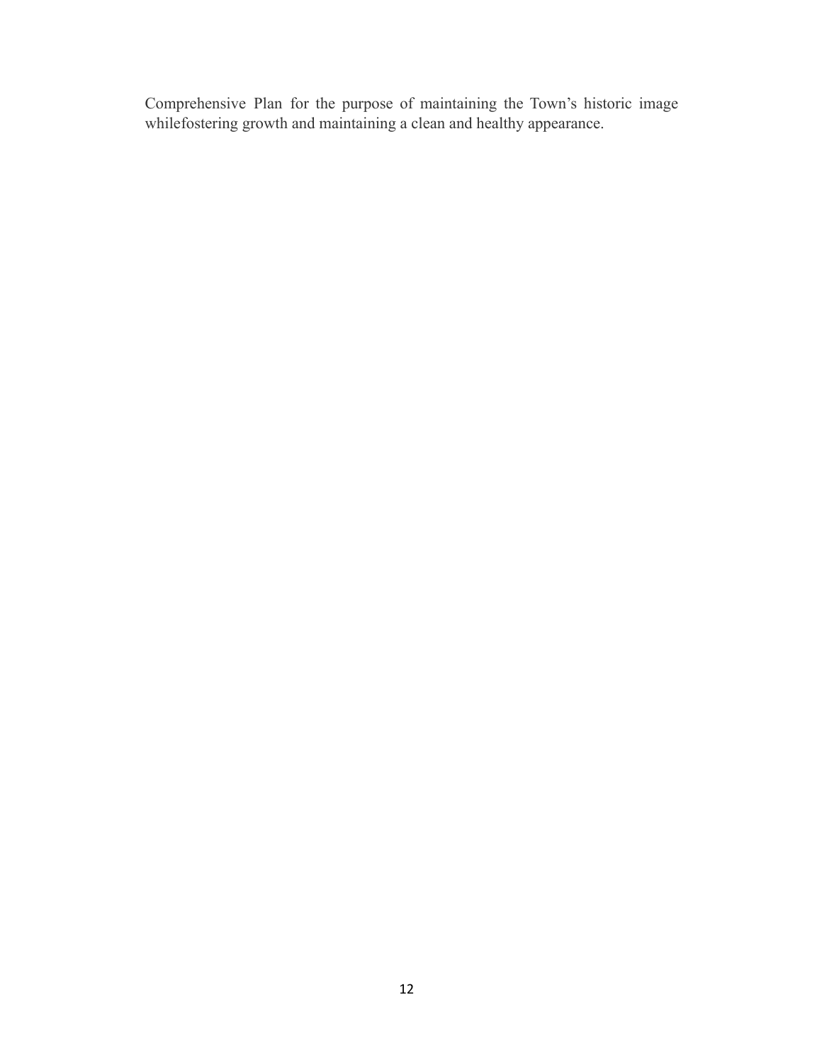Comprehensive Plan for the purpose of maintaining the Town's historic image whilefostering growth and maintaining a clean and healthy appearance.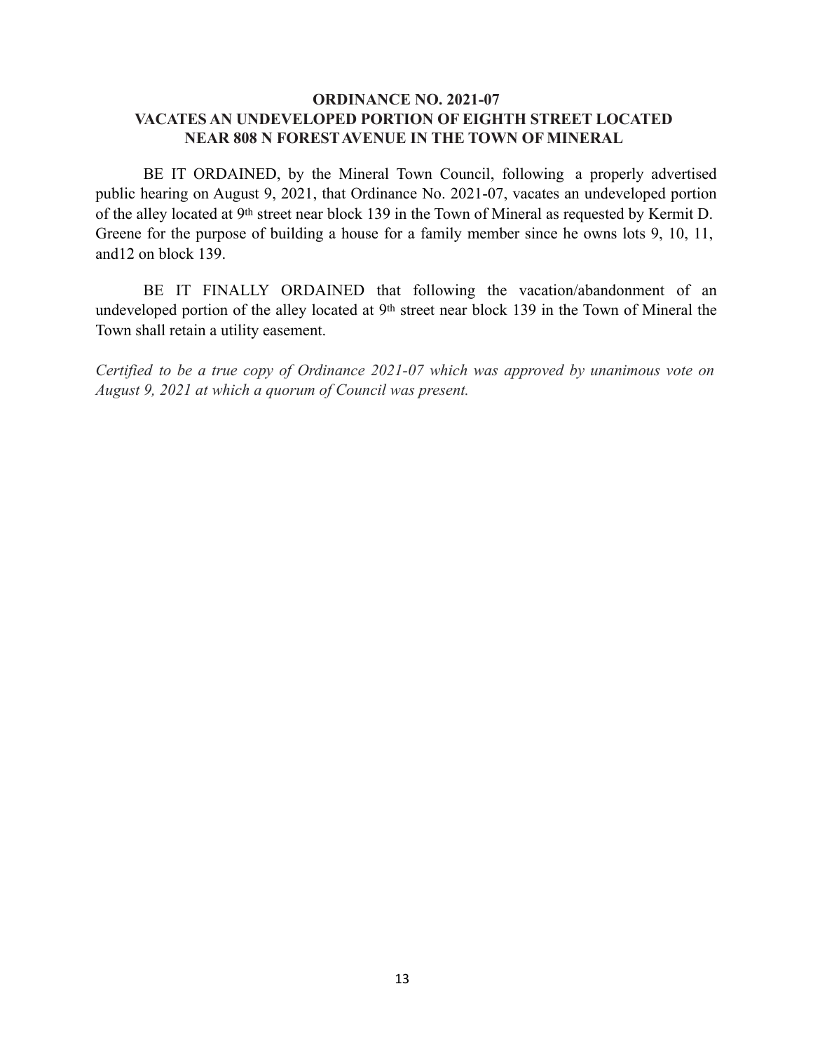## ORDINANCE NO. 2021-07
## VACATES AN UNDEVELOPED PORTION OF EIGHTH STREET LOCATED NEAR 808 N FOREST AVENUE IN THE TOWN OF MINERAL

BE IT ORDAINED, by the Mineral Town Council, following a properly advertised public hearing on August 9, 2021, that Ordinance No. 2021-07, vacates an undeveloped portion of the alley located at 9th street near block 139 in the Town of Mineral as requested by Kermit D. Greene for the purpose of building a house for a family member since he owns lots 9, 10, 11, and12 on block 139.

BE IT FINALLY ORDAINED that following the vacation/abandonment of an undeveloped portion of the alley located at 9th street near block 139 in the Town of Mineral the Town shall retain a utility easement.

*Certified to be a true copy of Ordinance 2021-07 which was approved by unanimous vote on August 9, 2021 at which a quorum of Council was present.*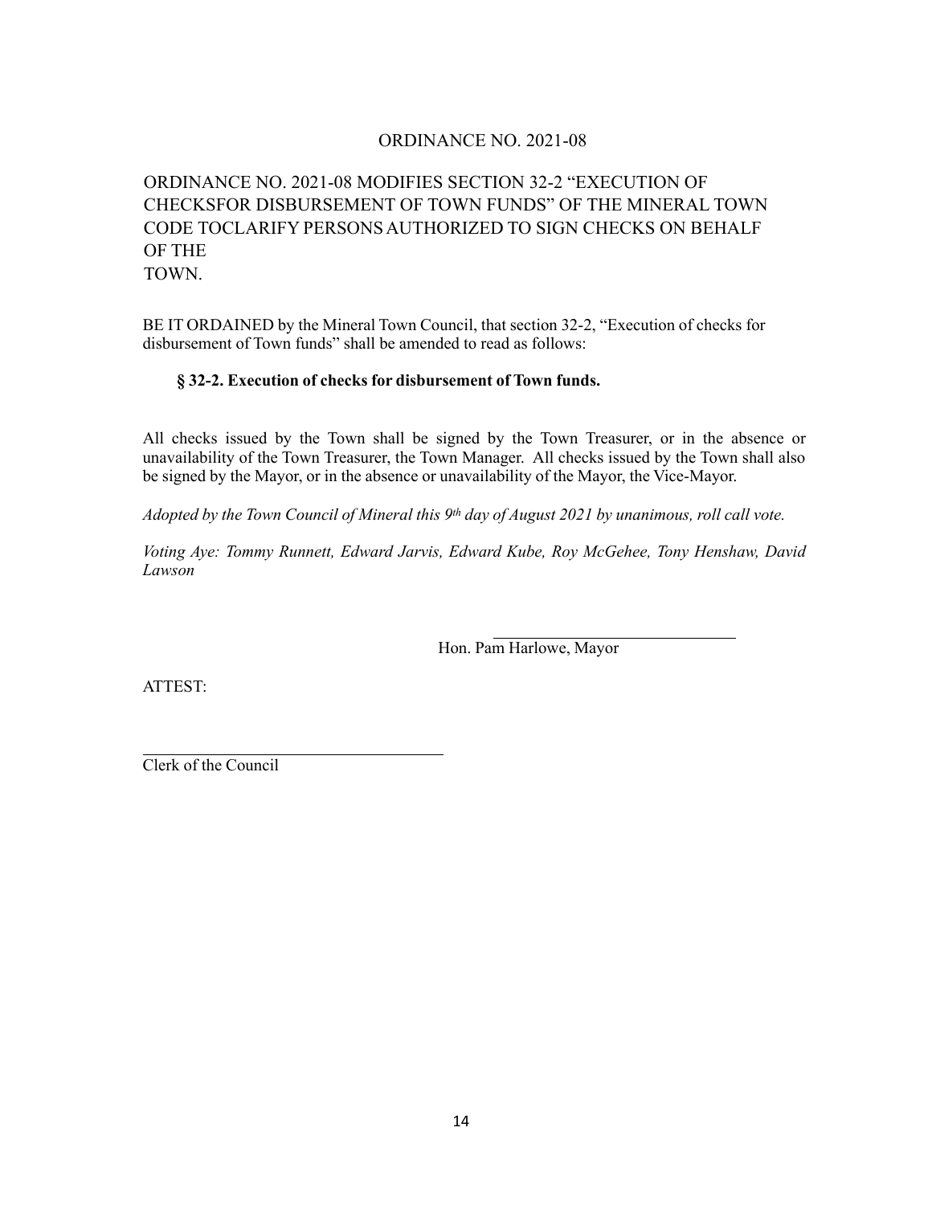# ORDINANCE NO. 2021-08

## ORDINANCE NO. 2021-08 MODIFIES SECTION 32-2 "EXECUTION OF CHECKSFOR DISBURSEMENT OF TOWN FUNDS" OF THE MINERAL TOWN CODE TOCLARIFY PERSONS AUTHORIZED TO SIGN CHECKS ON BEHALF OF THE TOWN.

BE IT ORDAINED by the Mineral Town Council, that section 32-2, "Execution of checks for disbursement of Town funds" shall be amended to read as follows:

**§ 32-2. Execution of checks for disbursement of Town funds.**

All checks issued by the Town shall be signed by the Town Treasurer, or in the absence or unavailability of the Town Treasurer, the Town Manager. All checks issued by the Town shall also be signed by the Mayor, or in the absence or unavailability of the Mayor, the Vice-Mayor.

*Adopted by the Town Council of Mineral this 9th day of August 2021 by unanimous, roll call vote.*

*Voting Aye: Tommy Runnett, Edward Jarvis, Edward Kube, Roy McGehee, Tony Henshaw, David Lawson*

______________________________
Hon. Pam Harlowe, Mayor

ATTEST:

______________________________
Clerk of the Council